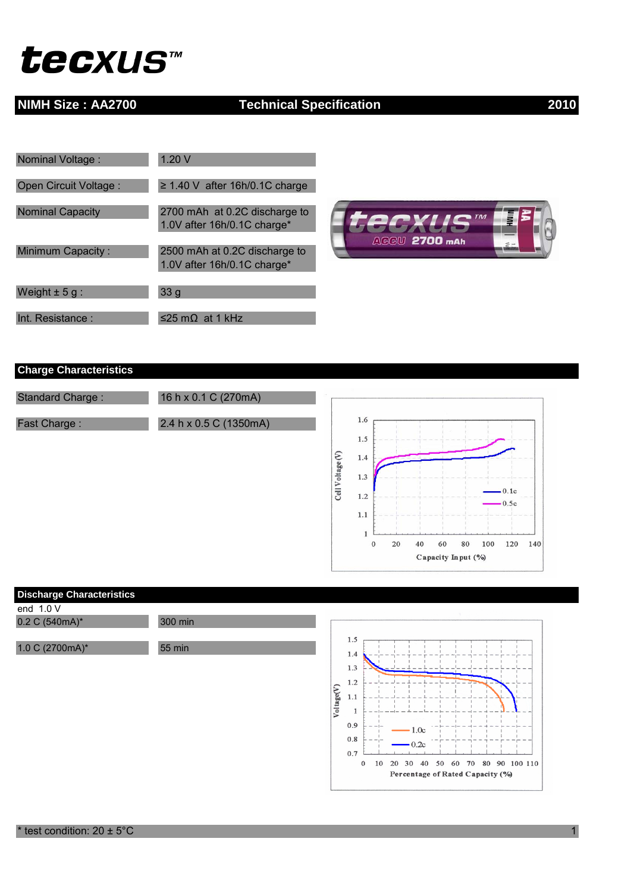# tecxus™

## NIMH Size : AA2700 — Technical Specification — 2010

| | |
|---|---|
| Nominal Voltage : | 1.20 V |
| Open Circuit Voltage : | ≥ 1.40 V after 16h/0.1C charge |
| Nominal Capacity | 2700 mAh at 0.2C discharge to 1.0V after 16h/0.1C charge* |
| Minimum Capacity : | 2500 mAh at 0.2C discharge to 1.0V after 16h/0.1C charge* |
| Weight ± 5 g : | 33 g |
| Int. Resistance : | ≤25 mΩ at 1 kHz |

tecxus™
ACCU 2700 mAh
NIMH
AA

## Charge Characteristics

| | |
|---|---|
| Standard Charge : | 16 h x 0.1 C (270mA) |
| Fast Charge : | 2.4 h x 0.5 C (1350mA) |

Cell Voltage (V)
1.6
1.5
1.4
1.3
1.2
1.1
1
0 20 40 60 80 100 120 140
Capacity Input (%)
0.1c
0.5c

## Discharge Characteristics

end 1.0 V

| | |
|---|---|
| 0.2 C (540mA)* | 300 min |
| 1.0 C (2700mA)* | 55 min |

Voltage(V)
1.5
1.4
1.3
1.2
1.1
1
0.9
0.8
0.7
0 10 20 30 40 50 60 70 80 90 100 110
Percentage of Rated Capacity (%)
1.0c
0.2c

* test condition: 20 ± 5°C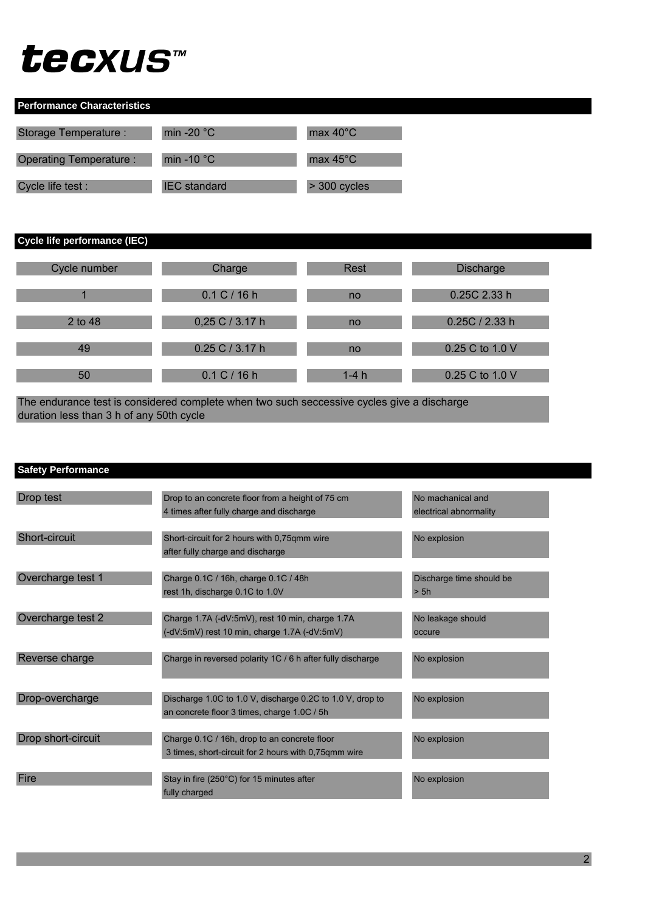# tecxus™

## Performance Characteristics

| | | |
|---|---|---|
| Storage Temperature : | min -20 °C | max 40°C |
| Operating Temperature : | min -10 °C | max 45°C |
| Cycle life test : | IEC standard | > 300 cycles |

## Cycle life performance (IEC)

| Cycle number | Charge | Rest | Discharge |
|---|---|---|---|
| 1 | 0.1 C / 16 h | no | 0.25C 2.33 h |
| 2 to 48 | 0,25 C / 3.17 h | no | 0.25C / 2.33 h |
| 49 | 0.25 C / 3.17 h | no | 0.25 C to 1.0 V |
| 50 | 0.1 C / 16 h | 1-4 h | 0.25 C to 1.0 V |

The endurance test is considered complete when two such seccessive cycles give a discharge duration less than 3 h of any 50th cycle

## Safety Performance

| | | |
|---|---|---|
| Drop test | Drop to an concrete floor from a height of 75 cm 4 times after fully charge and discharge | No machanical and electrical abnormality |
| Short-circuit | Short-circuit for 2 hours with 0,75qmm wire after fully charge and discharge | No explosion |
| Overcharge test 1 | Charge 0.1C / 16h, charge 0.1C / 48h rest 1h, discharge 0.1C to 1.0V | Discharge time should be > 5h |
| Overcharge test 2 | Charge 1.7A (-dV:5mV), rest 10 min, charge 1.7A (-dV:5mV) rest 10 min, charge 1.7A (-dV:5mV) | No leakage should occure |
| Reverse charge | Charge in reversed polarity 1C / 6 h after fully discharge | No explosion |
| Drop-overcharge | Discharge 1.0C to 1.0 V, discharge 0.2C to 1.0 V, drop to an concrete floor 3 times, charge 1.0C / 5h | No explosion |
| Drop short-circuit | Charge 0.1C / 16h, drop to an concrete floor 3 times, short-circuit for 2 hours with 0,75qmm wire | No explosion |
| Fire | Stay in fire (250°C) for 15 minutes after fully charged | No explosion |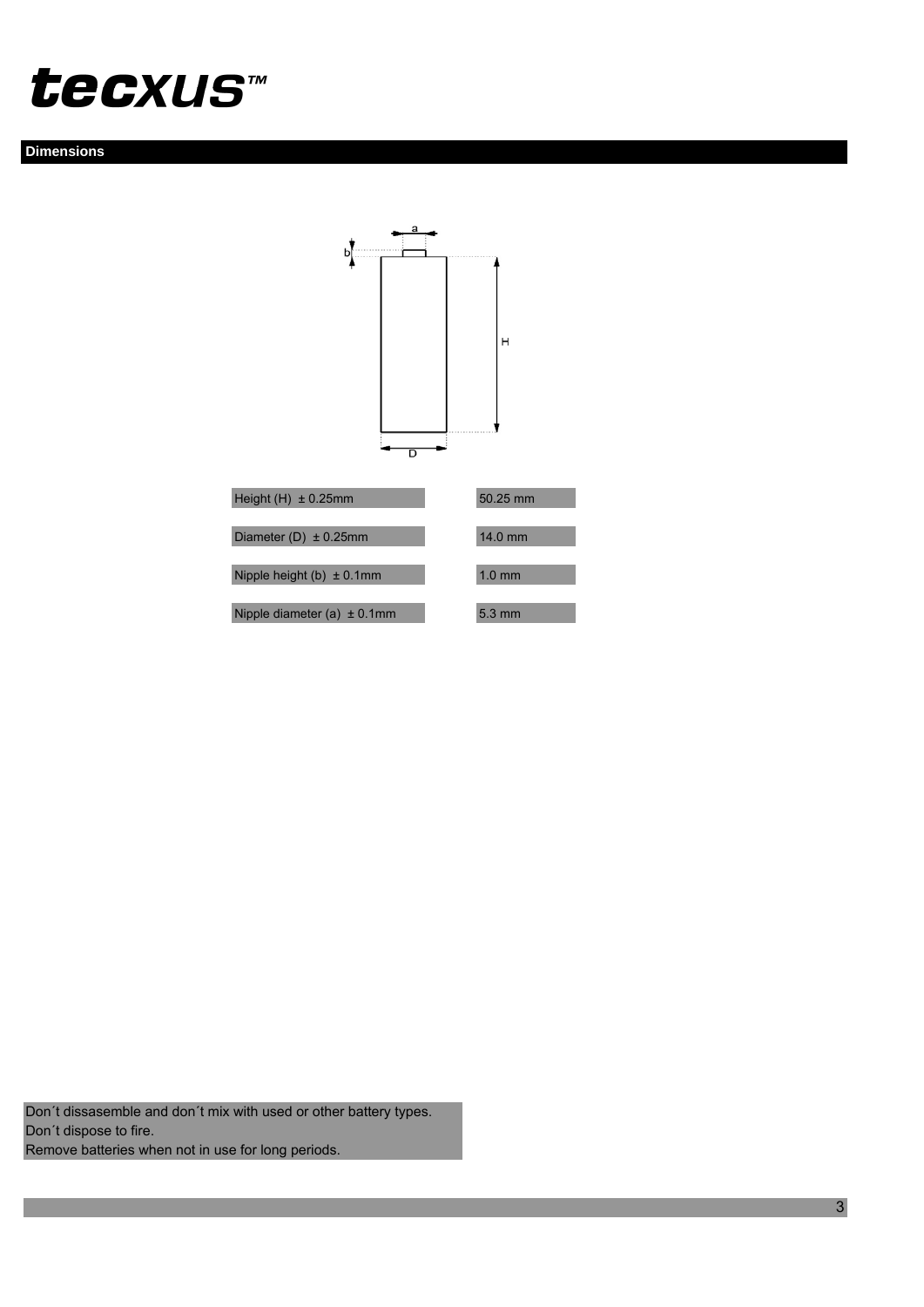**tecxus™**

## Dimensions

a

b

H

D

| | |
|---|---|
| Height (H) ± 0.25mm | 50.25 mm |
| Diameter (D) ± 0.25mm | 14.0 mm |
| Nipple height (b) ± 0.1mm | 1.0 mm |
| Nipple diameter (a) ± 0.1mm | 5.3 mm |

Don´t dissasemble and don´t mix with used or other battery types.
Don´t dispose to fire.
Remove batteries when not in use for long periods.